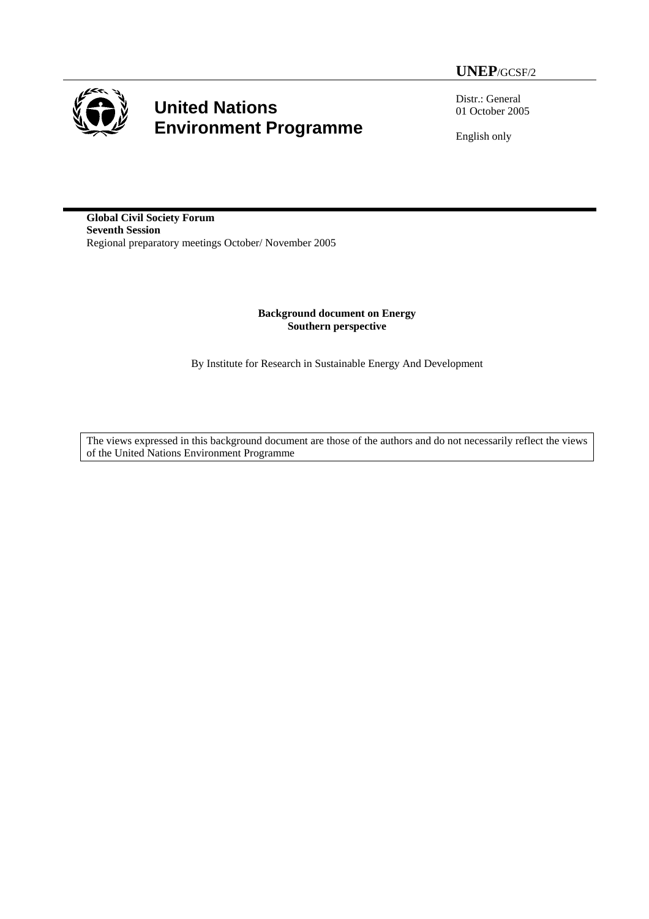**UNEP**/GCSF/2

# United Nations Environment Programme

Distr.: General
01 October 2005

English only

**Global Civil Society Forum**
**Seventh Session**
Regional preparatory meetings October/ November 2005

**Background document on Energy**
**Southern perspective**

By Institute for Research in Sustainable Energy And Development

The views expressed in this background document are those of the authors and do not necessarily reflect the views of the United Nations Environment Programme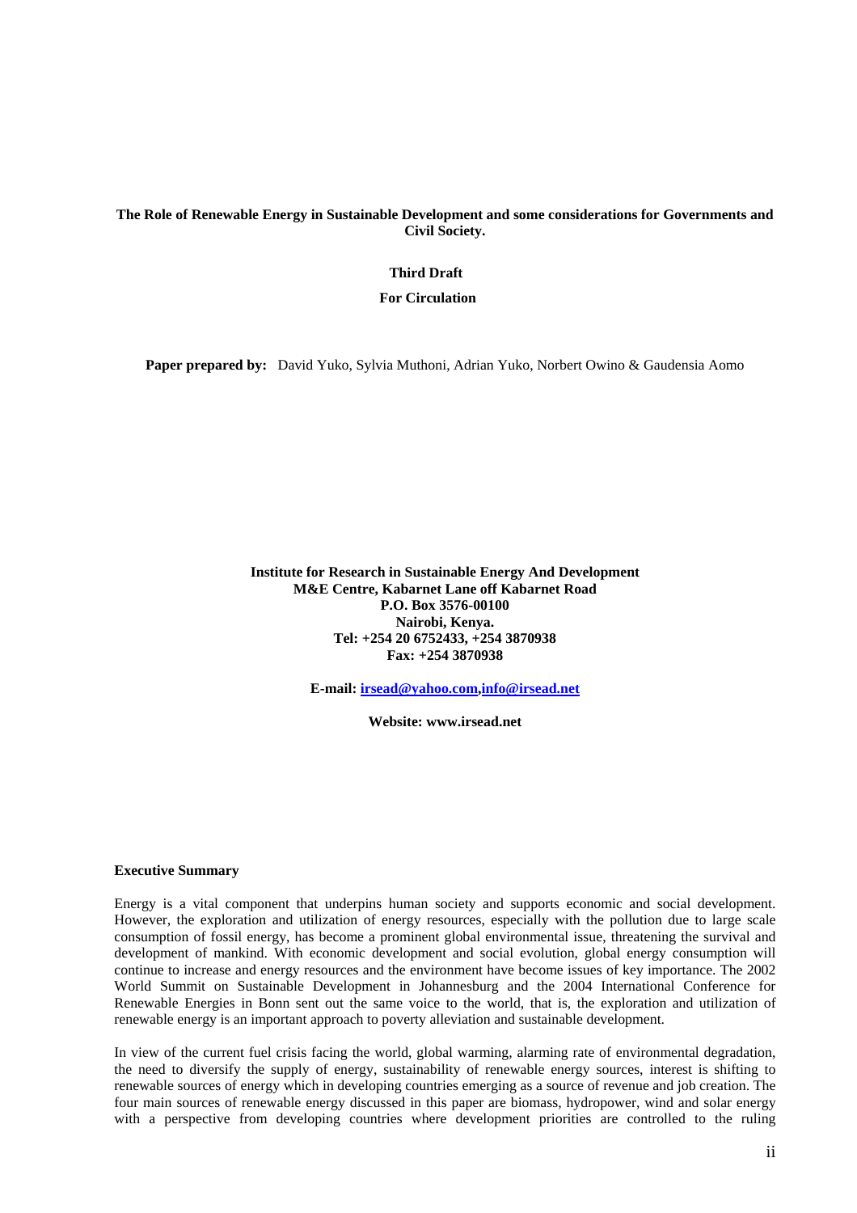**The Role of Renewable Energy in Sustainable Development and some considerations for Governments and Civil Society.**

**Third Draft**

**For Circulation**

**Paper prepared by:** David Yuko, Sylvia Muthoni, Adrian Yuko, Norbert Owino & Gaudensia Aomo

**Institute for Research in Sustainable Energy And Development**
**M&E Centre, Kabarnet Lane off Kabarnet Road**
**P.O. Box 3576-00100**
**Nairobi, Kenya.**
**Tel: +254 20 6752433, +254 3870938**
**Fax: +254 3870938**

**E-mail: irsead@yahoo.com,info@irsead.net**

**Website: www.irsead.net**

**Executive Summary**

Energy is a vital component that underpins human society and supports economic and social development. However, the exploration and utilization of energy resources, especially with the pollution due to large scale consumption of fossil energy, has become a prominent global environmental issue, threatening the survival and development of mankind. With economic development and social evolution, global energy consumption will continue to increase and energy resources and the environment have become issues of key importance. The 2002 World Summit on Sustainable Development in Johannesburg and the 2004 International Conference for Renewable Energies in Bonn sent out the same voice to the world, that is, the exploration and utilization of renewable energy is an important approach to poverty alleviation and sustainable development.

In view of the current fuel crisis facing the world, global warming, alarming rate of environmental degradation, the need to diversify the supply of energy, sustainability of renewable energy sources, interest is shifting to renewable sources of energy which in developing countries emerging as a source of revenue and job creation. The four main sources of renewable energy discussed in this paper are biomass, hydropower, wind and solar energy with a perspective from developing countries where development priorities are controlled to the ruling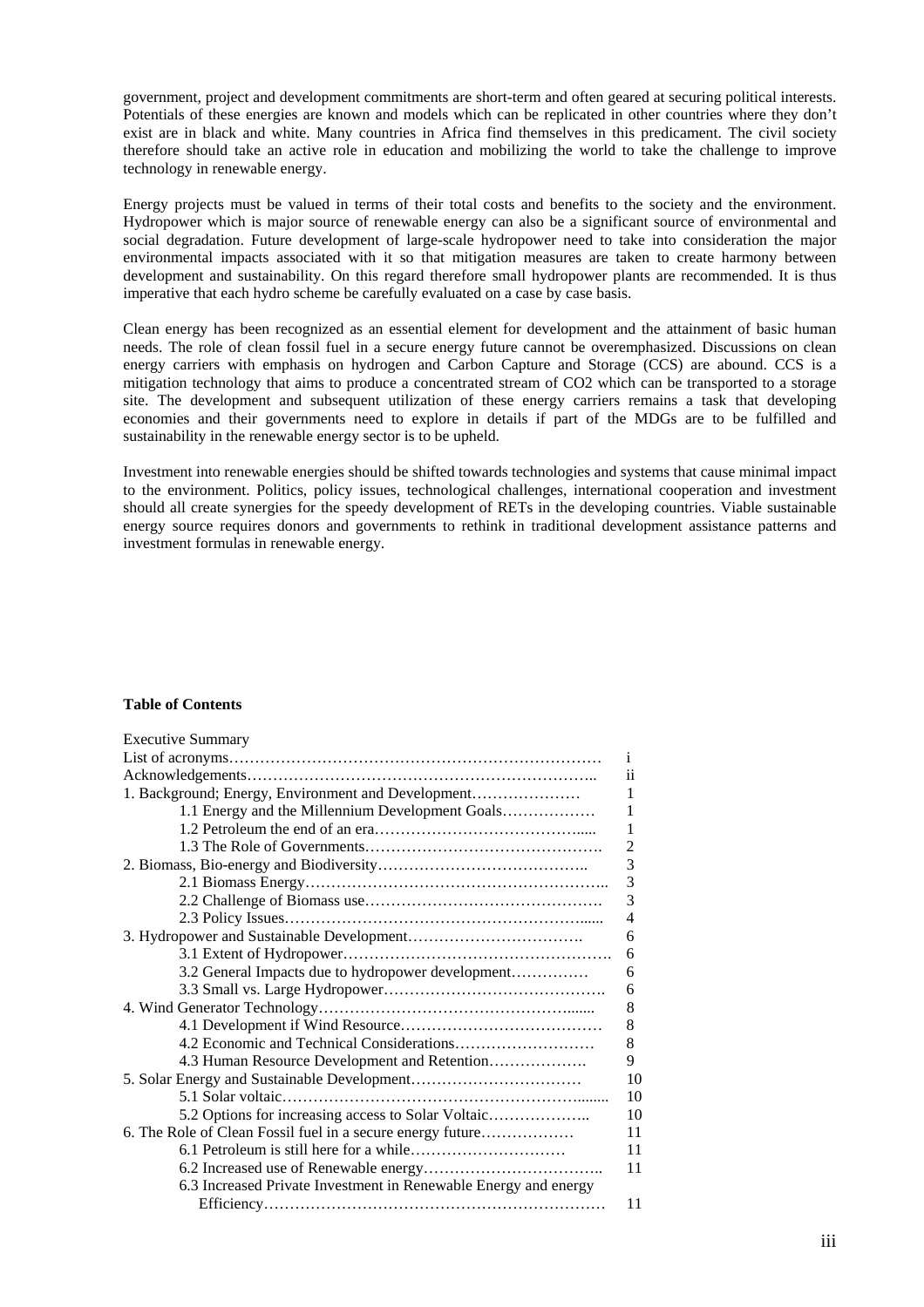government, project and development commitments are short-term and often geared at securing political interests. Potentials of these energies are known and models which can be replicated in other countries where they don't exist are in black and white. Many countries in Africa find themselves in this predicament. The civil society therefore should take an active role in education and mobilizing the world to take the challenge to improve technology in renewable energy.

Energy projects must be valued in terms of their total costs and benefits to the society and the environment. Hydropower which is major source of renewable energy can also be a significant source of environmental and social degradation. Future development of large-scale hydropower need to take into consideration the major environmental impacts associated with it so that mitigation measures are taken to create harmony between development and sustainability. On this regard therefore small hydropower plants are recommended. It is thus imperative that each hydro scheme be carefully evaluated on a case by case basis.

Clean energy has been recognized as an essential element for development and the attainment of basic human needs. The role of clean fossil fuel in a secure energy future cannot be overemphasized. Discussions on clean energy carriers with emphasis on hydrogen and Carbon Capture and Storage (CCS) are abound. CCS is a mitigation technology that aims to produce a concentrated stream of $CO_2$ which can be transported to a storage site. The development and subsequent utilization of these energy carriers remains a task that developing economies and their governments need to explore in details if part of the MDGs are to be fulfilled and sustainability in the renewable energy sector is to be upheld.

Investment into renewable energies should be shifted towards technologies and systems that cause minimal impact to the environment. Politics, policy issues, technological challenges, international cooperation and investment should all create synergies for the speedy development of RETs in the developing countries. Viable sustainable energy source requires donors and governments to rethink in traditional development assistance patterns and investment formulas in renewable energy.

**Table of Contents**

| Executive Summary | |
|---|---|
| List of acronyms | i |
| Acknowledgements | ii |
| 1. Background; Energy, Environment and Development | 1 |
| 1.1 Energy and the Millennium Development Goals | 1 |
| 1.2 Petroleum the end of an era | 1 |
| 1.3 The Role of Governments | 2 |
| 2. Biomass, Bio-energy and Biodiversity | 3 |
| 2.1 Biomass Energy | 3 |
| 2.2 Challenge of Biomass use | 3 |
| 2.3 Policy Issues | 4 |
| 3. Hydropower and Sustainable Development | 6 |
| 3.1 Extent of Hydropower | 6 |
| 3.2 General Impacts due to hydropower development | 6 |
| 3.3 Small vs. Large Hydropower | 6 |
| 4. Wind Generator Technology | 8 |
| 4.1 Development if Wind Resource | 8 |
| 4.2 Economic and Technical Considerations | 8 |
| 4.3 Human Resource Development and Retention | 9 |
| 5. Solar Energy and Sustainable Development | 10 |
| 5.1 Solar voltaic | 10 |
| 5.2 Options for increasing access to Solar Voltaic | 10 |
| 6. The Role of Clean Fossil fuel in a secure energy future | 11 |
| 6.1 Petroleum is still here for a while | 11 |
| 6.2 Increased use of Renewable energy | 11 |
| 6.3 Increased Private Investment in Renewable Energy and energy Efficiency | 11 |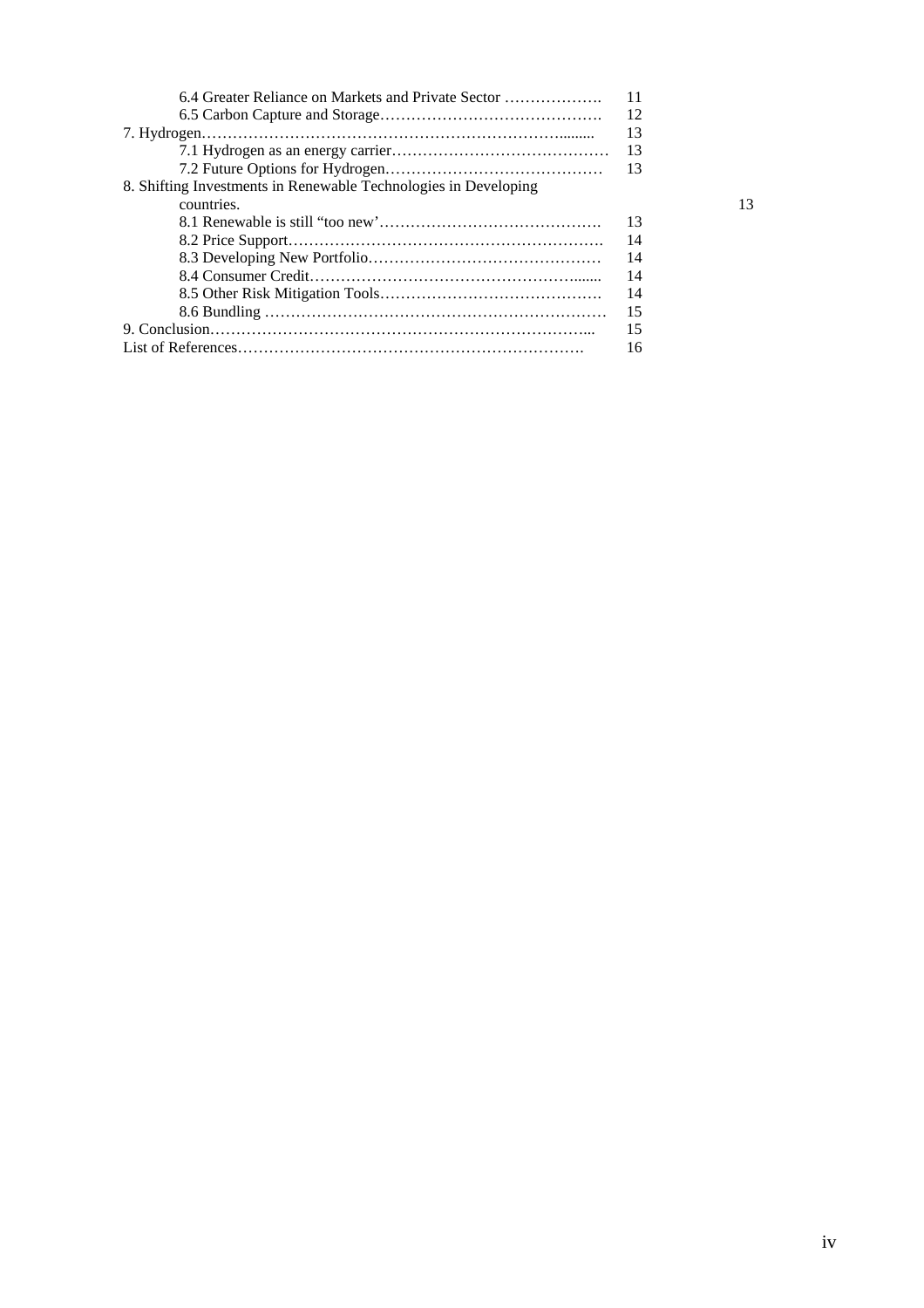6.4 Greater Reliance on Markets and Private Sector ………………. 11
6.5 Carbon Capture and Storage……………………………………. 12
7. Hydrogen………………………………………………………………........ 13
7.1 Hydrogen as an energy carrier…………………………………… 13
7.2 Future Options for Hydrogen…………………………………… 13
8. Shifting Investments in Renewable Technologies in Developing countries. 13
8.1 Renewable is still "too new'……………………………………. 13
8.2 Price Support……………………………………………………. 14
8.3 Developing New Portfolio……………………………………… 14
8.4 Consumer Credit……………………………………………....... 14
8.5 Other Risk Mitigation Tools……………………………………. 14
8.6 Bundling ………………………………………………………… 15
9. Conclusion……………………………………………………………... 15
List of References………………………………………………………. 16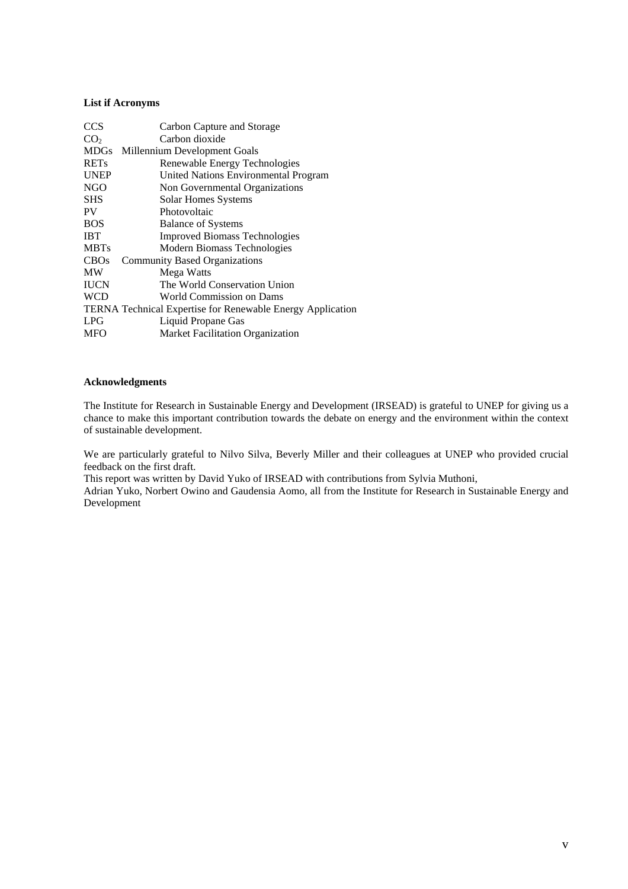**List if Acronyms**

| | |
|---|---|
| CCS | Carbon Capture and Storage |
| $CO_2$ | Carbon dioxide |
| MDGs | Millennium Development Goals |
| RETs | Renewable Energy Technologies |
| UNEP | United Nations Environmental Program |
| NGO | Non Governmental Organizations |
| SHS | Solar Homes Systems |
| PV | Photovoltaic |
| BOS | Balance of Systems |
| IBT | Improved Biomass Technologies |
| MBTs | Modern Biomass Technologies |
| CBOs | Community Based Organizations |
| MW | Mega Watts |
| IUCN | The World Conservation Union |
| WCD | World Commission on Dams |
| TERNA | Technical Expertise for Renewable Energy Application |
| LPG | Liquid Propane Gas |
| MFO | Market Facilitation Organization |

**Acknowledgments**

The Institute for Research in Sustainable Energy and Development (IRSEAD) is grateful to UNEP for giving us a chance to make this important contribution towards the debate on energy and the environment within the context of sustainable development.

We are particularly grateful to Nilvo Silva, Beverly Miller and their colleagues at UNEP who provided crucial feedback on the first draft.
This report was written by David Yuko of IRSEAD with contributions from Sylvia Muthoni,
Adrian Yuko, Norbert Owino and Gaudensia Aomo, all from the Institute for Research in Sustainable Energy and Development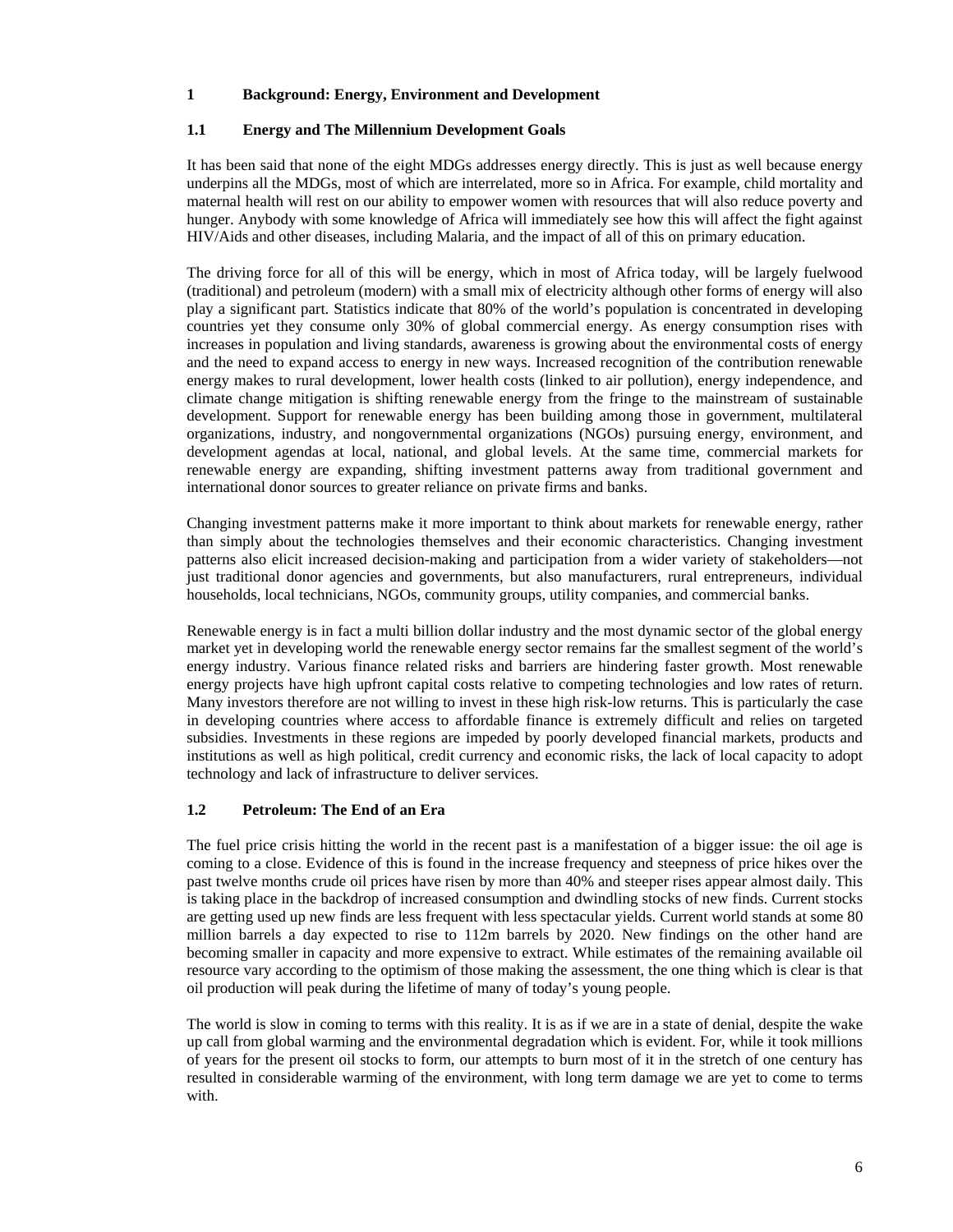# 1 Background: Energy, Environment and Development

## 1.1 Energy and The Millennium Development Goals

It has been said that none of the eight MDGs addresses energy directly. This is just as well because energy underpins all the MDGs, most of which are interrelated, more so in Africa. For example, child mortality and maternal health will rest on our ability to empower women with resources that will also reduce poverty and hunger. Anybody with some knowledge of Africa will immediately see how this will affect the fight against HIV/Aids and other diseases, including Malaria, and the impact of all of this on primary education.

The driving force for all of this will be energy, which in most of Africa today, will be largely fuelwood (traditional) and petroleum (modern) with a small mix of electricity although other forms of energy will also play a significant part. Statistics indicate that 80% of the world's population is concentrated in developing countries yet they consume only 30% of global commercial energy. As energy consumption rises with increases in population and living standards, awareness is growing about the environmental costs of energy and the need to expand access to energy in new ways. Increased recognition of the contribution renewable energy makes to rural development, lower health costs (linked to air pollution), energy independence, and climate change mitigation is shifting renewable energy from the fringe to the mainstream of sustainable development. Support for renewable energy has been building among those in government, multilateral organizations, industry, and nongovernmental organizations (NGOs) pursuing energy, environment, and development agendas at local, national, and global levels. At the same time, commercial markets for renewable energy are expanding, shifting investment patterns away from traditional government and international donor sources to greater reliance on private firms and banks.

Changing investment patterns make it more important to think about markets for renewable energy, rather than simply about the technologies themselves and their economic characteristics. Changing investment patterns also elicit increased decision-making and participation from a wider variety of stakeholders—not just traditional donor agencies and governments, but also manufacturers, rural entrepreneurs, individual households, local technicians, NGOs, community groups, utility companies, and commercial banks.

Renewable energy is in fact a multi billion dollar industry and the most dynamic sector of the global energy market yet in developing world the renewable energy sector remains far the smallest segment of the world's energy industry. Various finance related risks and barriers are hindering faster growth. Most renewable energy projects have high upfront capital costs relative to competing technologies and low rates of return. Many investors therefore are not willing to invest in these high risk-low returns. This is particularly the case in developing countries where access to affordable finance is extremely difficult and relies on targeted subsidies. Investments in these regions are impeded by poorly developed financial markets, products and institutions as well as high political, credit currency and economic risks, the lack of local capacity to adopt technology and lack of infrastructure to deliver services.

## 1.2 Petroleum: The End of an Era

The fuel price crisis hitting the world in the recent past is a manifestation of a bigger issue: the oil age is coming to a close. Evidence of this is found in the increase frequency and steepness of price hikes over the past twelve months crude oil prices have risen by more than 40% and steeper rises appear almost daily. This is taking place in the backdrop of increased consumption and dwindling stocks of new finds. Current stocks are getting used up new finds are less frequent with less spectacular yields. Current world stands at some 80 million barrels a day expected to rise to 112m barrels by 2020. New findings on the other hand are becoming smaller in capacity and more expensive to extract. While estimates of the remaining available oil resource vary according to the optimism of those making the assessment, the one thing which is clear is that oil production will peak during the lifetime of many of today's young people.

The world is slow in coming to terms with this reality. It is as if we are in a state of denial, despite the wake up call from global warming and the environmental degradation which is evident. For, while it took millions of years for the present oil stocks to form, our attempts to burn most of it in the stretch of one century has resulted in considerable warming of the environment, with long term damage we are yet to come to terms with.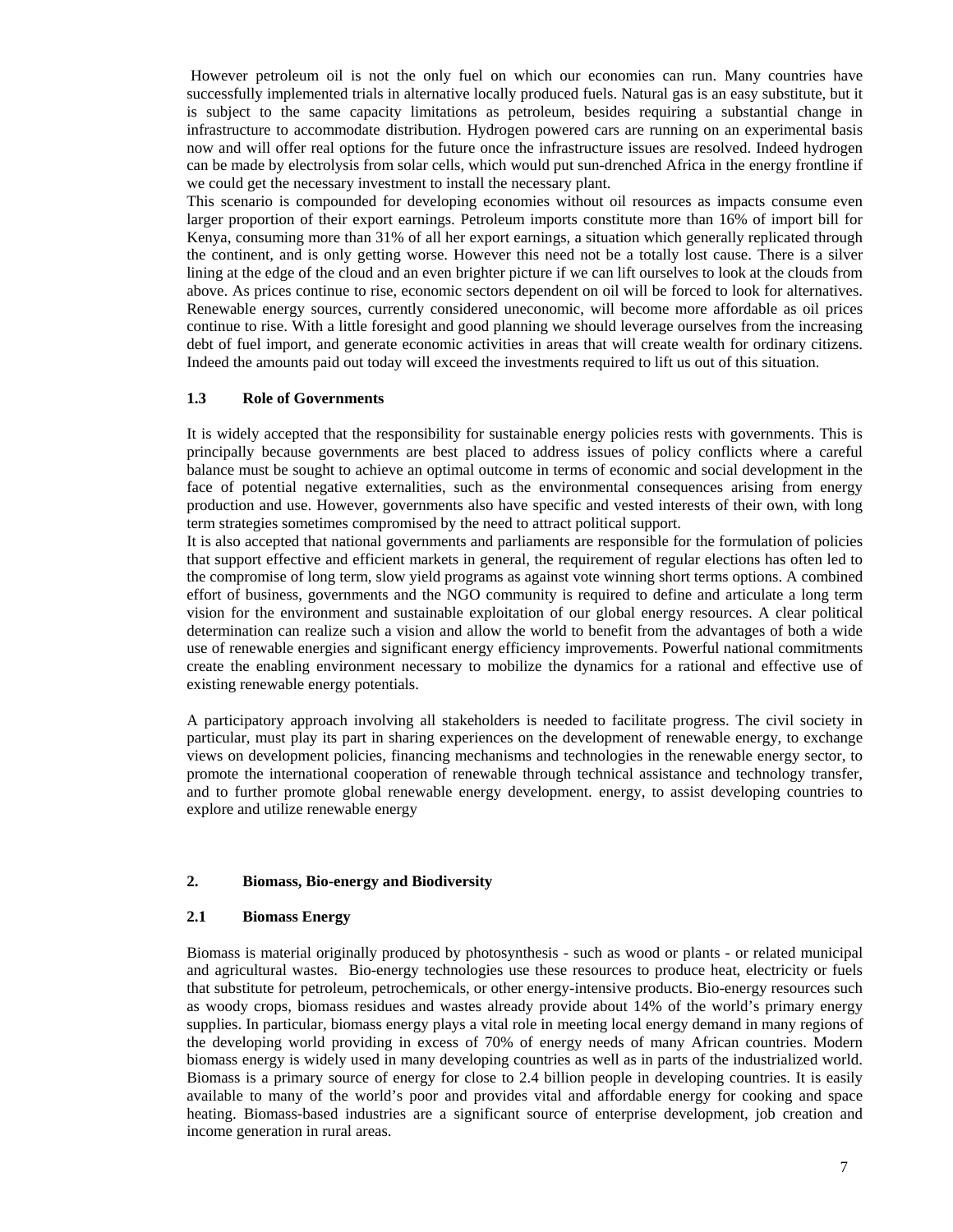However petroleum oil is not the only fuel on which our economies can run. Many countries have successfully implemented trials in alternative locally produced fuels. Natural gas is an easy substitute, but it is subject to the same capacity limitations as petroleum, besides requiring a substantial change in infrastructure to accommodate distribution. Hydrogen powered cars are running on an experimental basis now and will offer real options for the future once the infrastructure issues are resolved. Indeed hydrogen can be made by electrolysis from solar cells, which would put sun-drenched Africa in the energy frontline if we could get the necessary investment to install the necessary plant.

This scenario is compounded for developing economies without oil resources as impacts consume even larger proportion of their export earnings. Petroleum imports constitute more than 16% of import bill for Kenya, consuming more than 31% of all her export earnings, a situation which generally replicated through the continent, and is only getting worse. However this need not be a totally lost cause. There is a silver lining at the edge of the cloud and an even brighter picture if we can lift ourselves to look at the clouds from above. As prices continue to rise, economic sectors dependent on oil will be forced to look for alternatives. Renewable energy sources, currently considered uneconomic, will become more affordable as oil prices continue to rise. With a little foresight and good planning we should leverage ourselves from the increasing debt of fuel import, and generate economic activities in areas that will create wealth for ordinary citizens. Indeed the amounts paid out today will exceed the investments required to lift us out of this situation.

### 1.3 Role of Governments

It is widely accepted that the responsibility for sustainable energy policies rests with governments. This is principally because governments are best placed to address issues of policy conflicts where a careful balance must be sought to achieve an optimal outcome in terms of economic and social development in the face of potential negative externalities, such as the environmental consequences arising from energy production and use. However, governments also have specific and vested interests of their own, with long term strategies sometimes compromised by the need to attract political support.

It is also accepted that national governments and parliaments are responsible for the formulation of policies that support effective and efficient markets in general, the requirement of regular elections has often led to the compromise of long term, slow yield programs as against vote winning short terms options. A combined effort of business, governments and the NGO community is required to define and articulate a long term vision for the environment and sustainable exploitation of our global energy resources. A clear political determination can realize such a vision and allow the world to benefit from the advantages of both a wide use of renewable energies and significant energy efficiency improvements. Powerful national commitments create the enabling environment necessary to mobilize the dynamics for a rational and effective use of existing renewable energy potentials.

A participatory approach involving all stakeholders is needed to facilitate progress. The civil society in particular, must play its part in sharing experiences on the development of renewable energy, to exchange views on development policies, financing mechanisms and technologies in the renewable energy sector, to promote the international cooperation of renewable through technical assistance and technology transfer, and to further promote global renewable energy development. energy, to assist developing countries to explore and utilize renewable energy

## 2. Biomass, Bio-energy and Biodiversity

### 2.1 Biomass Energy

Biomass is material originally produced by photosynthesis - such as wood or plants - or related municipal and agricultural wastes. Bio-energy technologies use these resources to produce heat, electricity or fuels that substitute for petroleum, petrochemicals, or other energy-intensive products. Bio-energy resources such as woody crops, biomass residues and wastes already provide about 14% of the world's primary energy supplies. In particular, biomass energy plays a vital role in meeting local energy demand in many regions of the developing world providing in excess of 70% of energy needs of many African countries. Modern biomass energy is widely used in many developing countries as well as in parts of the industrialized world. Biomass is a primary source of energy for close to 2.4 billion people in developing countries. It is easily available to many of the world's poor and provides vital and affordable energy for cooking and space heating. Biomass-based industries are a significant source of enterprise development, job creation and income generation in rural areas.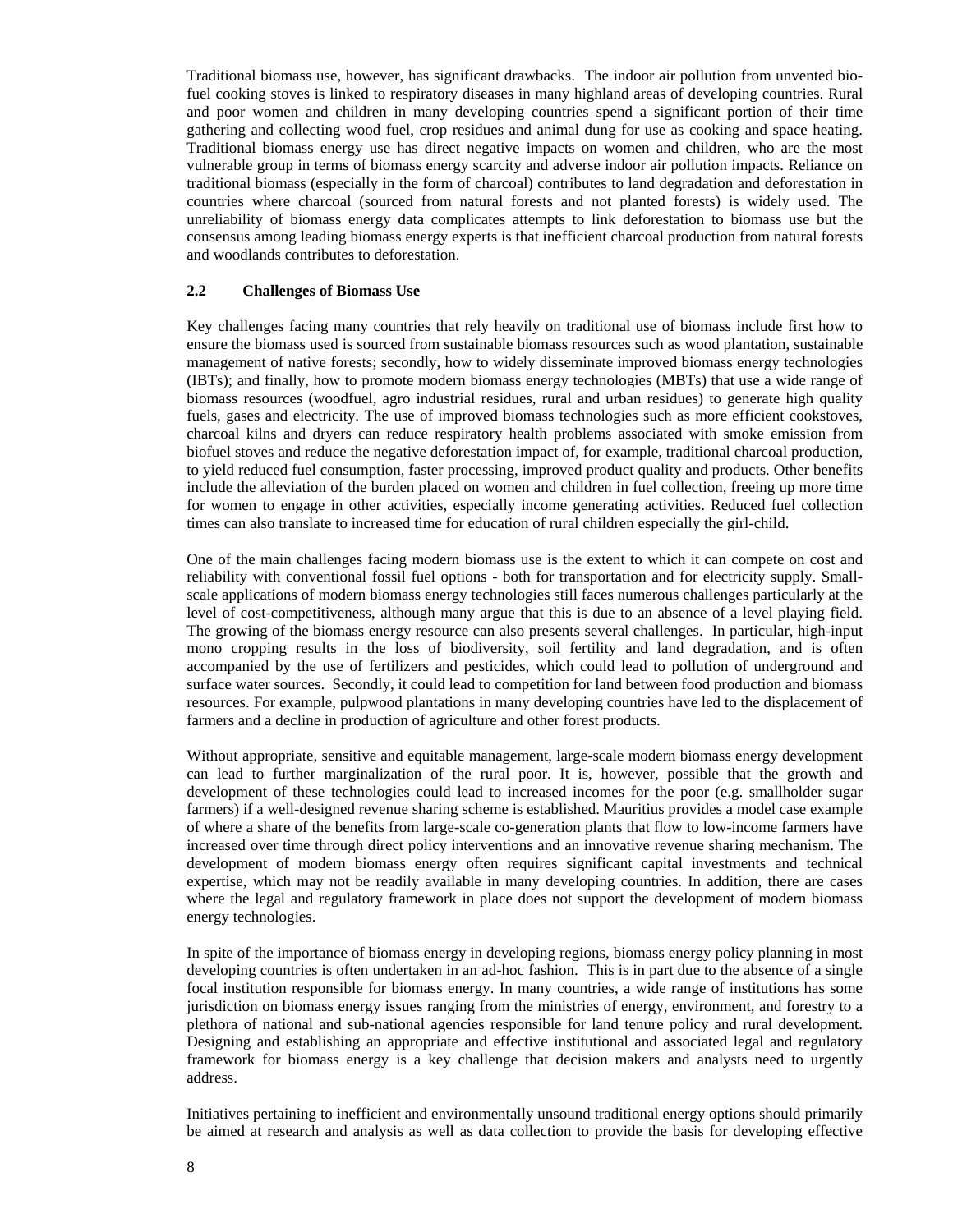Traditional biomass use, however, has significant drawbacks. The indoor air pollution from unvented bio-fuel cooking stoves is linked to respiratory diseases in many highland areas of developing countries. Rural and poor women and children in many developing countries spend a significant portion of their time gathering and collecting wood fuel, crop residues and animal dung for use as cooking and space heating. Traditional biomass energy use has direct negative impacts on women and children, who are the most vulnerable group in terms of biomass energy scarcity and adverse indoor air pollution impacts. Reliance on traditional biomass (especially in the form of charcoal) contributes to land degradation and deforestation in countries where charcoal (sourced from natural forests and not planted forests) is widely used. The unreliability of biomass energy data complicates attempts to link deforestation to biomass use but the consensus among leading biomass energy experts is that inefficient charcoal production from natural forests and woodlands contributes to deforestation.

### 2.2 Challenges of Biomass Use

Key challenges facing many countries that rely heavily on traditional use of biomass include first how to ensure the biomass used is sourced from sustainable biomass resources such as wood plantation, sustainable management of native forests; secondly, how to widely disseminate improved biomass energy technologies (IBTs); and finally, how to promote modern biomass energy technologies (MBTs) that use a wide range of biomass resources (woodfuel, agro industrial residues, rural and urban residues) to generate high quality fuels, gases and electricity. The use of improved biomass technologies such as more efficient cookstoves, charcoal kilns and dryers can reduce respiratory health problems associated with smoke emission from biofuel stoves and reduce the negative deforestation impact of, for example, traditional charcoal production, to yield reduced fuel consumption, faster processing, improved product quality and products. Other benefits include the alleviation of the burden placed on women and children in fuel collection, freeing up more time for women to engage in other activities, especially income generating activities. Reduced fuel collection times can also translate to increased time for education of rural children especially the girl-child.

One of the main challenges facing modern biomass use is the extent to which it can compete on cost and reliability with conventional fossil fuel options - both for transportation and for electricity supply. Small-scale applications of modern biomass energy technologies still faces numerous challenges particularly at the level of cost-competitiveness, although many argue that this is due to an absence of a level playing field. The growing of the biomass energy resource can also presents several challenges. In particular, high-input mono cropping results in the loss of biodiversity, soil fertility and land degradation, and is often accompanied by the use of fertilizers and pesticides, which could lead to pollution of underground and surface water sources. Secondly, it could lead to competition for land between food production and biomass resources. For example, pulpwood plantations in many developing countries have led to the displacement of farmers and a decline in production of agriculture and other forest products.

Without appropriate, sensitive and equitable management, large-scale modern biomass energy development can lead to further marginalization of the rural poor. It is, however, possible that the growth and development of these technologies could lead to increased incomes for the poor (e.g. smallholder sugar farmers) if a well-designed revenue sharing scheme is established. Mauritius provides a model case example of where a share of the benefits from large-scale co-generation plants that flow to low-income farmers have increased over time through direct policy interventions and an innovative revenue sharing mechanism. The development of modern biomass energy often requires significant capital investments and technical expertise, which may not be readily available in many developing countries. In addition, there are cases where the legal and regulatory framework in place does not support the development of modern biomass energy technologies.

In spite of the importance of biomass energy in developing regions, biomass energy policy planning in most developing countries is often undertaken in an ad-hoc fashion. This is in part due to the absence of a single focal institution responsible for biomass energy. In many countries, a wide range of institutions has some jurisdiction on biomass energy issues ranging from the ministries of energy, environment, and forestry to a plethora of national and sub-national agencies responsible for land tenure policy and rural development. Designing and establishing an appropriate and effective institutional and associated legal and regulatory framework for biomass energy is a key challenge that decision makers and analysts need to urgently address.

Initiatives pertaining to inefficient and environmentally unsound traditional energy options should primarily be aimed at research and analysis as well as data collection to provide the basis for developing effective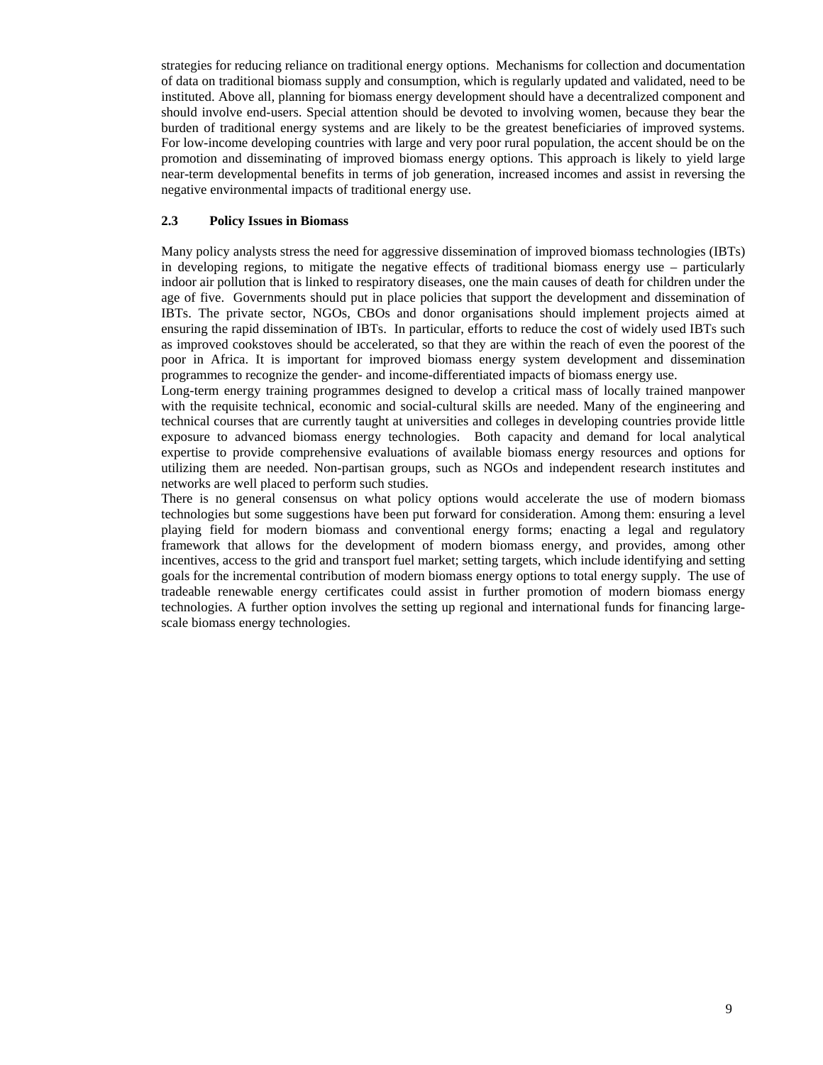strategies for reducing reliance on traditional energy options. Mechanisms for collection and documentation of data on traditional biomass supply and consumption, which is regularly updated and validated, need to be instituted. Above all, planning for biomass energy development should have a decentralized component and should involve end-users. Special attention should be devoted to involving women, because they bear the burden of traditional energy systems and are likely to be the greatest beneficiaries of improved systems. For low-income developing countries with large and very poor rural population, the accent should be on the promotion and disseminating of improved biomass energy options. This approach is likely to yield large near-term developmental benefits in terms of job generation, increased incomes and assist in reversing the negative environmental impacts of traditional energy use.

### 2.3 Policy Issues in Biomass

Many policy analysts stress the need for aggressive dissemination of improved biomass technologies (IBTs) in developing regions, to mitigate the negative effects of traditional biomass energy use – particularly indoor air pollution that is linked to respiratory diseases, one the main causes of death for children under the age of five. Governments should put in place policies that support the development and dissemination of IBTs. The private sector, NGOs, CBOs and donor organisations should implement projects aimed at ensuring the rapid dissemination of IBTs. In particular, efforts to reduce the cost of widely used IBTs such as improved cookstoves should be accelerated, so that they are within the reach of even the poorest of the poor in Africa. It is important for improved biomass energy system development and dissemination programmes to recognize the gender- and income-differentiated impacts of biomass energy use.

Long-term energy training programmes designed to develop a critical mass of locally trained manpower with the requisite technical, economic and social-cultural skills are needed. Many of the engineering and technical courses that are currently taught at universities and colleges in developing countries provide little exposure to advanced biomass energy technologies. Both capacity and demand for local analytical expertise to provide comprehensive evaluations of available biomass energy resources and options for utilizing them are needed. Non-partisan groups, such as NGOs and independent research institutes and networks are well placed to perform such studies.

There is no general consensus on what policy options would accelerate the use of modern biomass technologies but some suggestions have been put forward for consideration. Among them: ensuring a level playing field for modern biomass and conventional energy forms; enacting a legal and regulatory framework that allows for the development of modern biomass energy, and provides, among other incentives, access to the grid and transport fuel market; setting targets, which include identifying and setting goals for the incremental contribution of modern biomass energy options to total energy supply. The use of tradeable renewable energy certificates could assist in further promotion of modern biomass energy technologies. A further option involves the setting up regional and international funds for financing large-scale biomass energy technologies.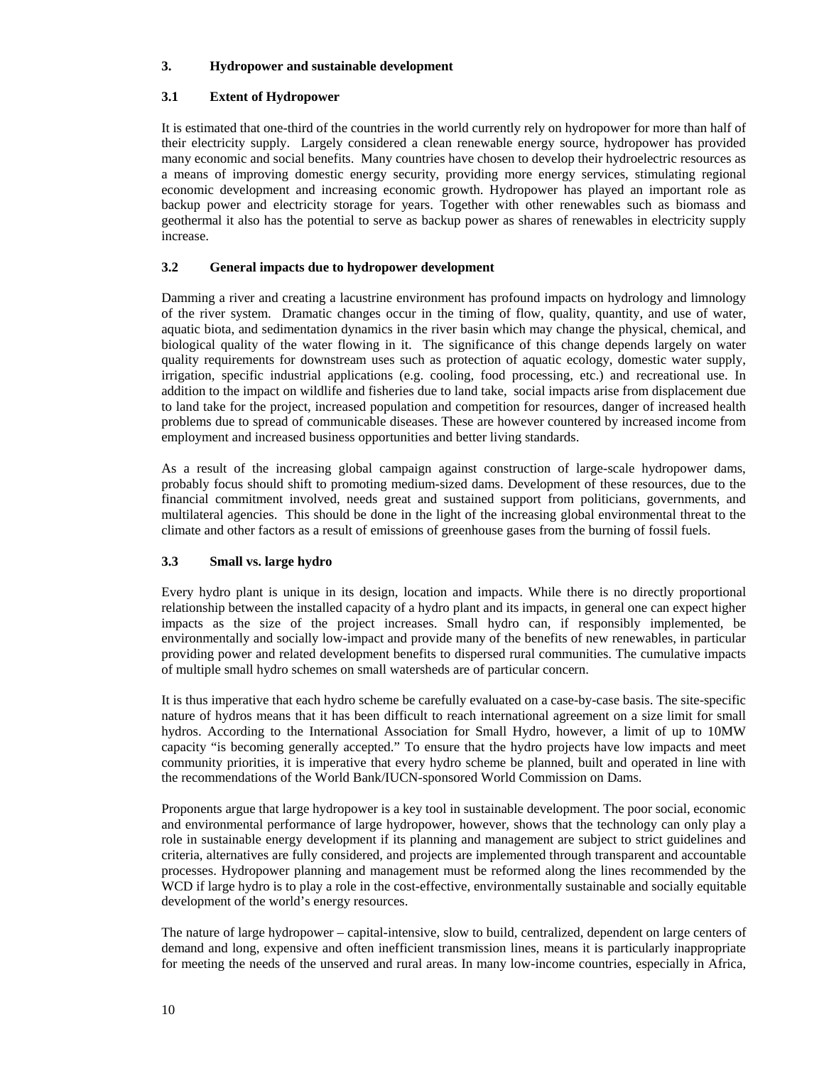## 3. Hydropower and sustainable development

### 3.1 Extent of Hydropower

It is estimated that one-third of the countries in the world currently rely on hydropower for more than half of their electricity supply. Largely considered a clean renewable energy source, hydropower has provided many economic and social benefits. Many countries have chosen to develop their hydroelectric resources as a means of improving domestic energy security, providing more energy services, stimulating regional economic development and increasing economic growth. Hydropower has played an important role as backup power and electricity storage for years. Together with other renewables such as biomass and geothermal it also has the potential to serve as backup power as shares of renewables in electricity supply increase.

### 3.2 General impacts due to hydropower development

Damming a river and creating a lacustrine environment has profound impacts on hydrology and limnology of the river system. Dramatic changes occur in the timing of flow, quality, quantity, and use of water, aquatic biota, and sedimentation dynamics in the river basin which may change the physical, chemical, and biological quality of the water flowing in it. The significance of this change depends largely on water quality requirements for downstream uses such as protection of aquatic ecology, domestic water supply, irrigation, specific industrial applications (e.g. cooling, food processing, etc.) and recreational use. In addition to the impact on wildlife and fisheries due to land take, social impacts arise from displacement due to land take for the project, increased population and competition for resources, danger of increased health problems due to spread of communicable diseases. These are however countered by increased income from employment and increased business opportunities and better living standards.

As a result of the increasing global campaign against construction of large-scale hydropower dams, probably focus should shift to promoting medium-sized dams. Development of these resources, due to the financial commitment involved, needs great and sustained support from politicians, governments, and multilateral agencies. This should be done in the light of the increasing global environmental threat to the climate and other factors as a result of emissions of greenhouse gases from the burning of fossil fuels.

### 3.3 Small vs. large hydro

Every hydro plant is unique in its design, location and impacts. While there is no directly proportional relationship between the installed capacity of a hydro plant and its impacts, in general one can expect higher impacts as the size of the project increases. Small hydro can, if responsibly implemented, be environmentally and socially low-impact and provide many of the benefits of new renewables, in particular providing power and related development benefits to dispersed rural communities. The cumulative impacts of multiple small hydro schemes on small watersheds are of particular concern.

It is thus imperative that each hydro scheme be carefully evaluated on a case-by-case basis. The site-specific nature of hydros means that it has been difficult to reach international agreement on a size limit for small hydros. According to the International Association for Small Hydro, however, a limit of up to 10MW capacity "is becoming generally accepted." To ensure that the hydro projects have low impacts and meet community priorities, it is imperative that every hydro scheme be planned, built and operated in line with the recommendations of the World Bank/IUCN-sponsored World Commission on Dams.

Proponents argue that large hydropower is a key tool in sustainable development. The poor social, economic and environmental performance of large hydropower, however, shows that the technology can only play a role in sustainable energy development if its planning and management are subject to strict guidelines and criteria, alternatives are fully considered, and projects are implemented through transparent and accountable processes. Hydropower planning and management must be reformed along the lines recommended by the WCD if large hydro is to play a role in the cost-effective, environmentally sustainable and socially equitable development of the world's energy resources.

The nature of large hydropower – capital-intensive, slow to build, centralized, dependent on large centers of demand and long, expensive and often inefficient transmission lines, means it is particularly inappropriate for meeting the needs of the unserved and rural areas. In many low-income countries, especially in Africa,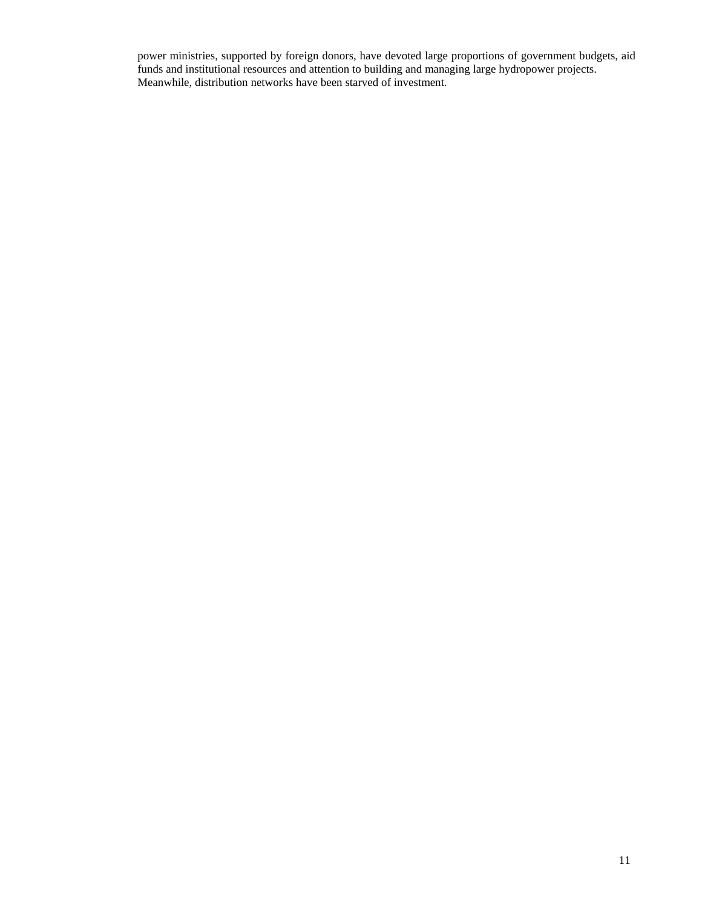power ministries, supported by foreign donors, have devoted large proportions of government budgets, aid funds and institutional resources and attention to building and managing large hydropower projects. Meanwhile, distribution networks have been starved of investment.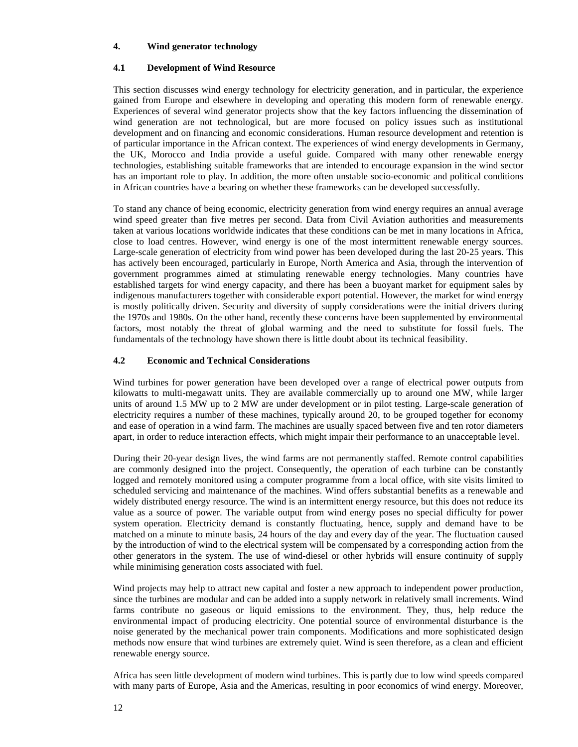## 4. Wind generator technology

### 4.1 Development of Wind Resource

This section discusses wind energy technology for electricity generation, and in particular, the experience gained from Europe and elsewhere in developing and operating this modern form of renewable energy. Experiences of several wind generator projects show that the key factors influencing the dissemination of wind generation are not technological, but are more focused on policy issues such as institutional development and on financing and economic considerations. Human resource development and retention is of particular importance in the African context. The experiences of wind energy developments in Germany, the UK, Morocco and India provide a useful guide. Compared with many other renewable energy technologies, establishing suitable frameworks that are intended to encourage expansion in the wind sector has an important role to play. In addition, the more often unstable socio-economic and political conditions in African countries have a bearing on whether these frameworks can be developed successfully.

To stand any chance of being economic, electricity generation from wind energy requires an annual average wind speed greater than five metres per second. Data from Civil Aviation authorities and measurements taken at various locations worldwide indicates that these conditions can be met in many locations in Africa, close to load centres. However, wind energy is one of the most intermittent renewable energy sources. Large-scale generation of electricity from wind power has been developed during the last 20-25 years. This has actively been encouraged, particularly in Europe, North America and Asia, through the intervention of government programmes aimed at stimulating renewable energy technologies. Many countries have established targets for wind energy capacity, and there has been a buoyant market for equipment sales by indigenous manufacturers together with considerable export potential. However, the market for wind energy is mostly politically driven. Security and diversity of supply considerations were the initial drivers during the 1970s and 1980s. On the other hand, recently these concerns have been supplemented by environmental factors, most notably the threat of global warming and the need to substitute for fossil fuels. The fundamentals of the technology have shown there is little doubt about its technical feasibility.

### 4.2 Economic and Technical Considerations

Wind turbines for power generation have been developed over a range of electrical power outputs from kilowatts to multi-megawatt units. They are available commercially up to around one MW, while larger units of around 1.5 MW up to 2 MW are under development or in pilot testing. Large-scale generation of electricity requires a number of these machines, typically around 20, to be grouped together for economy and ease of operation in a wind farm. The machines are usually spaced between five and ten rotor diameters apart, in order to reduce interaction effects, which might impair their performance to an unacceptable level.

During their 20-year design lives, the wind farms are not permanently staffed. Remote control capabilities are commonly designed into the project. Consequently, the operation of each turbine can be constantly logged and remotely monitored using a computer programme from a local office, with site visits limited to scheduled servicing and maintenance of the machines. Wind offers substantial benefits as a renewable and widely distributed energy resource. The wind is an intermittent energy resource, but this does not reduce its value as a source of power. The variable output from wind energy poses no special difficulty for power system operation. Electricity demand is constantly fluctuating, hence, supply and demand have to be matched on a minute to minute basis, 24 hours of the day and every day of the year. The fluctuation caused by the introduction of wind to the electrical system will be compensated by a corresponding action from the other generators in the system. The use of wind-diesel or other hybrids will ensure continuity of supply while minimising generation costs associated with fuel.

Wind projects may help to attract new capital and foster a new approach to independent power production, since the turbines are modular and can be added into a supply network in relatively small increments. Wind farms contribute no gaseous or liquid emissions to the environment. They, thus, help reduce the environmental impact of producing electricity. One potential source of environmental disturbance is the noise generated by the mechanical power train components. Modifications and more sophisticated design methods now ensure that wind turbines are extremely quiet. Wind is seen therefore, as a clean and efficient renewable energy source.

Africa has seen little development of modern wind turbines. This is partly due to low wind speeds compared with many parts of Europe, Asia and the Americas, resulting in poor economics of wind energy. Moreover,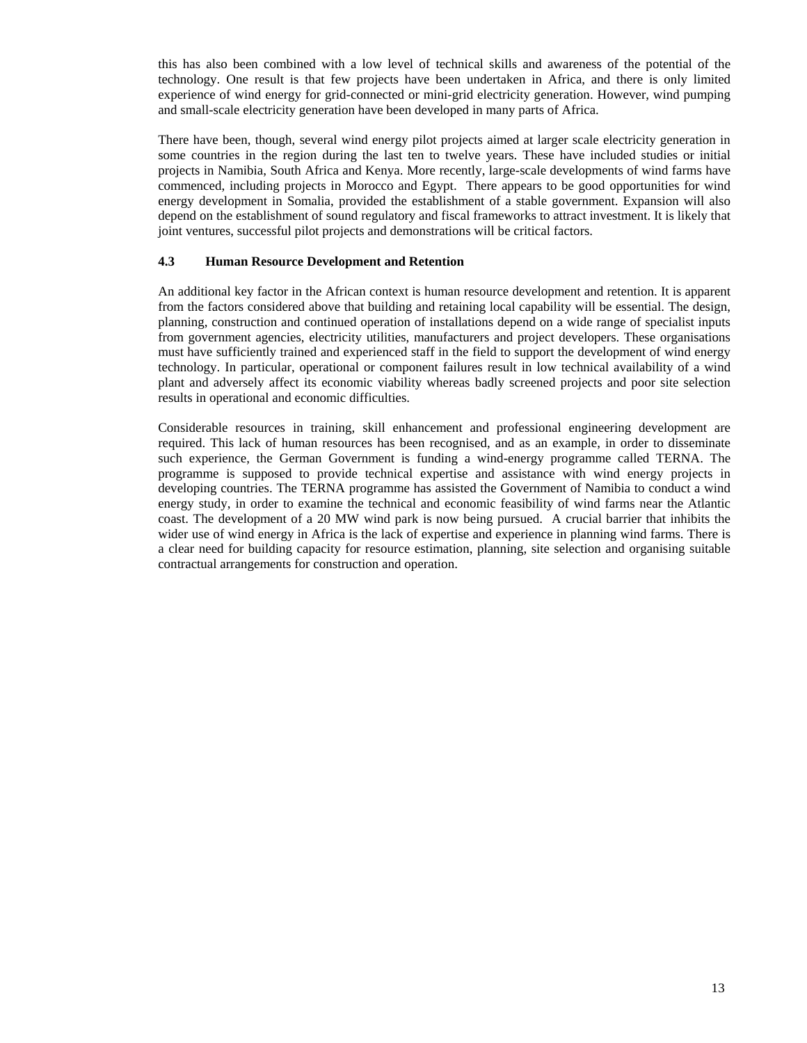this has also been combined with a low level of technical skills and awareness of the potential of the technology. One result is that few projects have been undertaken in Africa, and there is only limited experience of wind energy for grid-connected or mini-grid electricity generation. However, wind pumping and small-scale electricity generation have been developed in many parts of Africa.

There have been, though, several wind energy pilot projects aimed at larger scale electricity generation in some countries in the region during the last ten to twelve years. These have included studies or initial projects in Namibia, South Africa and Kenya. More recently, large-scale developments of wind farms have commenced, including projects in Morocco and Egypt. There appears to be good opportunities for wind energy development in Somalia, provided the establishment of a stable government. Expansion will also depend on the establishment of sound regulatory and fiscal frameworks to attract investment. It is likely that joint ventures, successful pilot projects and demonstrations will be critical factors.

### 4.3 Human Resource Development and Retention

An additional key factor in the African context is human resource development and retention. It is apparent from the factors considered above that building and retaining local capability will be essential. The design, planning, construction and continued operation of installations depend on a wide range of specialist inputs from government agencies, electricity utilities, manufacturers and project developers. These organisations must have sufficiently trained and experienced staff in the field to support the development of wind energy technology. In particular, operational or component failures result in low technical availability of a wind plant and adversely affect its economic viability whereas badly screened projects and poor site selection results in operational and economic difficulties.

Considerable resources in training, skill enhancement and professional engineering development are required. This lack of human resources has been recognised, and as an example, in order to disseminate such experience, the German Government is funding a wind-energy programme called TERNA. The programme is supposed to provide technical expertise and assistance with wind energy projects in developing countries. The TERNA programme has assisted the Government of Namibia to conduct a wind energy study, in order to examine the technical and economic feasibility of wind farms near the Atlantic coast. The development of a 20 MW wind park is now being pursued. A crucial barrier that inhibits the wider use of wind energy in Africa is the lack of expertise and experience in planning wind farms. There is a clear need for building capacity for resource estimation, planning, site selection and organising suitable contractual arrangements for construction and operation.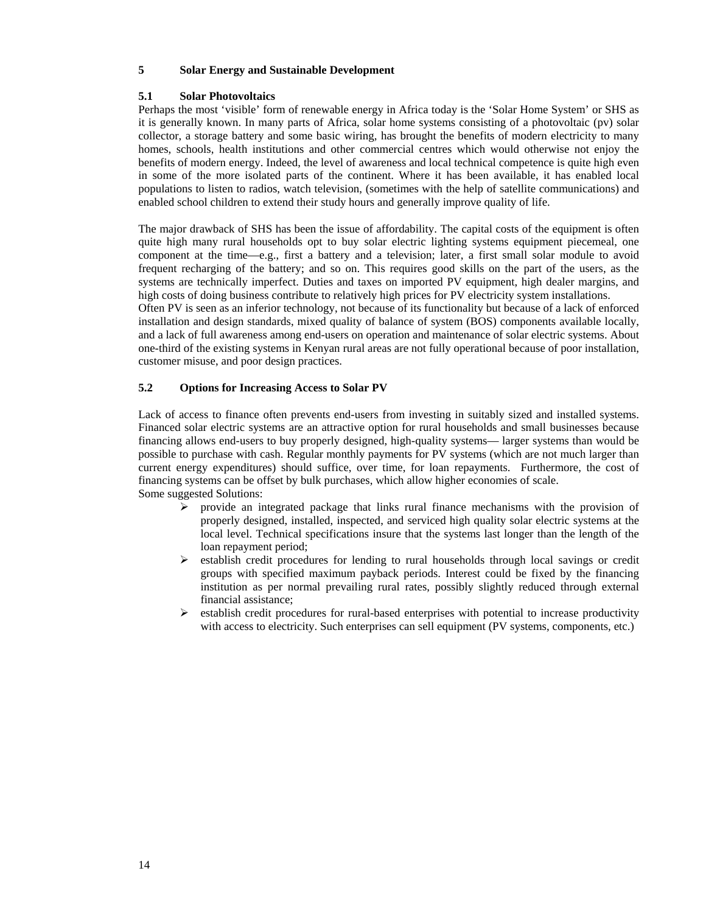## 5 Solar Energy and Sustainable Development

### 5.1 Solar Photovoltaics

Perhaps the most 'visible' form of renewable energy in Africa today is the 'Solar Home System' or SHS as it is generally known. In many parts of Africa, solar home systems consisting of a photovoltaic (pv) solar collector, a storage battery and some basic wiring, has brought the benefits of modern electricity to many homes, schools, health institutions and other commercial centres which would otherwise not enjoy the benefits of modern energy. Indeed, the level of awareness and local technical competence is quite high even in some of the more isolated parts of the continent. Where it has been available, it has enabled local populations to listen to radios, watch television, (sometimes with the help of satellite communications) and enabled school children to extend their study hours and generally improve quality of life.

The major drawback of SHS has been the issue of affordability. The capital costs of the equipment is often quite high many rural households opt to buy solar electric lighting systems equipment piecemeal, one component at the time—e.g., first a battery and a television; later, a first small solar module to avoid frequent recharging of the battery; and so on. This requires good skills on the part of the users, as the systems are technically imperfect. Duties and taxes on imported PV equipment, high dealer margins, and high costs of doing business contribute to relatively high prices for PV electricity system installations.

Often PV is seen as an inferior technology, not because of its functionality but because of a lack of enforced installation and design standards, mixed quality of balance of system (BOS) components available locally, and a lack of full awareness among end-users on operation and maintenance of solar electric systems. About one-third of the existing systems in Kenyan rural areas are not fully operational because of poor installation, customer misuse, and poor design practices.

### 5.2 Options for Increasing Access to Solar PV

Lack of access to finance often prevents end-users from investing in suitably sized and installed systems. Financed solar electric systems are an attractive option for rural households and small businesses because financing allows end-users to buy properly designed, high-quality systems— larger systems than would be possible to purchase with cash. Regular monthly payments for PV systems (which are not much larger than current energy expenditures) should suffice, over time, for loan repayments. Furthermore, the cost of financing systems can be offset by bulk purchases, which allow higher economies of scale.

Some suggested Solutions:

- provide an integrated package that links rural finance mechanisms with the provision of properly designed, installed, inspected, and serviced high quality solar electric systems at the local level. Technical specifications insure that the systems last longer than the length of the loan repayment period;
- establish credit procedures for lending to rural households through local savings or credit groups with specified maximum payback periods. Interest could be fixed by the financing institution as per normal prevailing rural rates, possibly slightly reduced through external financial assistance;
- establish credit procedures for rural-based enterprises with potential to increase productivity with access to electricity. Such enterprises can sell equipment (PV systems, components, etc.)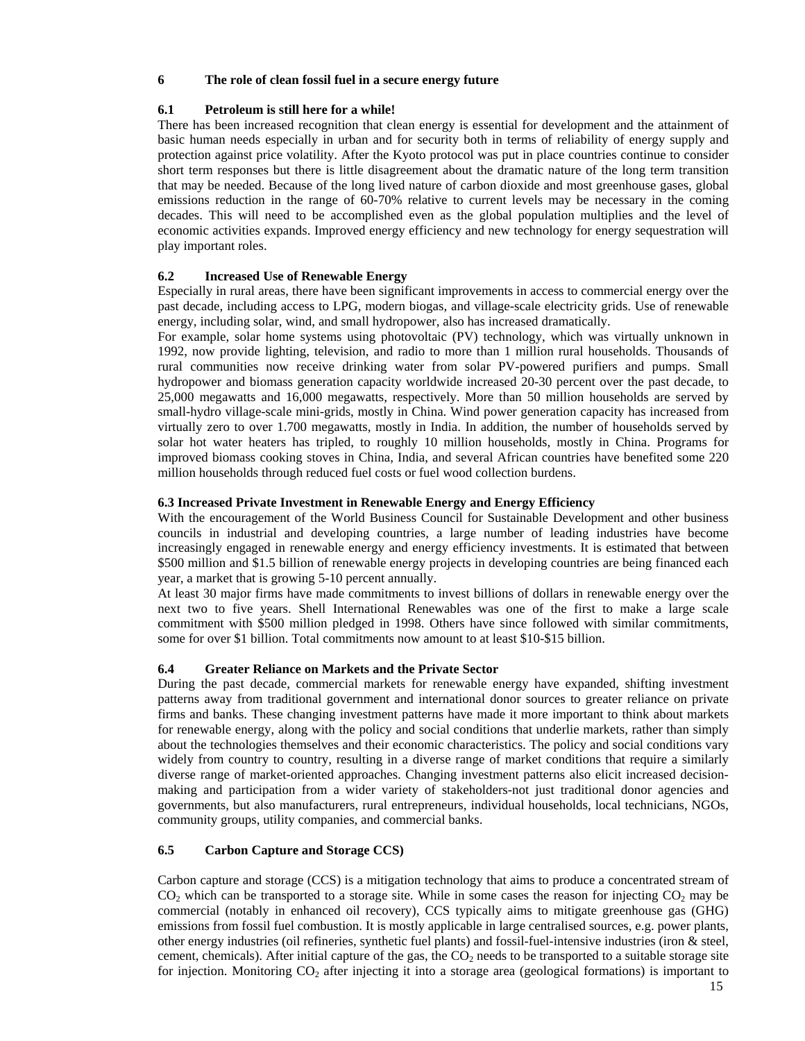## 6 The role of clean fossil fuel in a secure energy future

### 6.1 Petroleum is still here for a while!

There has been increased recognition that clean energy is essential for development and the attainment of basic human needs especially in urban and for security both in terms of reliability of energy supply and protection against price volatility. After the Kyoto protocol was put in place countries continue to consider short term responses but there is little disagreement about the dramatic nature of the long term transition that may be needed. Because of the long lived nature of carbon dioxide and most greenhouse gases, global emissions reduction in the range of 60-70% relative to current levels may be necessary in the coming decades. This will need to be accomplished even as the global population multiplies and the level of economic activities expands. Improved energy efficiency and new technology for energy sequestration will play important roles.

### 6.2 Increased Use of Renewable Energy

Especially in rural areas, there have been significant improvements in access to commercial energy over the past decade, including access to LPG, modern biogas, and village-scale electricity grids. Use of renewable energy, including solar, wind, and small hydropower, also has increased dramatically.

For example, solar home systems using photovoltaic (PV) technology, which was virtually unknown in 1992, now provide lighting, television, and radio to more than 1 million rural households. Thousands of rural communities now receive drinking water from solar PV-powered purifiers and pumps. Small hydropower and biomass generation capacity worldwide increased 20-30 percent over the past decade, to 25,000 megawatts and 16,000 megawatts, respectively. More than 50 million households are served by small-hydro village-scale mini-grids, mostly in China. Wind power generation capacity has increased from virtually zero to over 1.700 megawatts, mostly in India. In addition, the number of households served by solar hot water heaters has tripled, to roughly 10 million households, mostly in China. Programs for improved biomass cooking stoves in China, India, and several African countries have benefited some 220 million households through reduced fuel costs or fuel wood collection burdens.

### 6.3 Increased Private Investment in Renewable Energy and Energy Efficiency

With the encouragement of the World Business Council for Sustainable Development and other business councils in industrial and developing countries, a large number of leading industries have become increasingly engaged in renewable energy and energy efficiency investments. It is estimated that between \$500 million and \$1.5 billion of renewable energy projects in developing countries are being financed each year, a market that is growing 5-10 percent annually.

At least 30 major firms have made commitments to invest billions of dollars in renewable energy over the next two to five years. Shell International Renewables was one of the first to make a large scale commitment with \$500 million pledged in 1998. Others have since followed with similar commitments, some for over \$1 billion. Total commitments now amount to at least \$10-\$15 billion.

### 6.4 Greater Reliance on Markets and the Private Sector

During the past decade, commercial markets for renewable energy have expanded, shifting investment patterns away from traditional government and international donor sources to greater reliance on private firms and banks. These changing investment patterns have made it more important to think about markets for renewable energy, along with the policy and social conditions that underlie markets, rather than simply about the technologies themselves and their economic characteristics. The policy and social conditions vary widely from country to country, resulting in a diverse range of market conditions that require a similarly diverse range of market-oriented approaches. Changing investment patterns also elicit increased decision-making and participation from a wider variety of stakeholders-not just traditional donor agencies and governments, but also manufacturers, rural entrepreneurs, individual households, local technicians, NGOs, community groups, utility companies, and commercial banks.

### 6.5 Carbon Capture and Storage CCS)

Carbon capture and storage (CCS) is a mitigation technology that aims to produce a concentrated stream of $CO_2$ which can be transported to a storage site. While in some cases the reason for injecting $CO_2$ may be commercial (notably in enhanced oil recovery), CCS typically aims to mitigate greenhouse gas (GHG) emissions from fossil fuel combustion. It is mostly applicable in large centralised sources, e.g. power plants, other energy industries (oil refineries, synthetic fuel plants) and fossil-fuel-intensive industries (iron & steel, cement, chemicals). After initial capture of the gas, the $CO_2$ needs to be transported to a suitable storage site for injection. Monitoring $CO_2$ after injecting it into a storage area (geological formations) is important to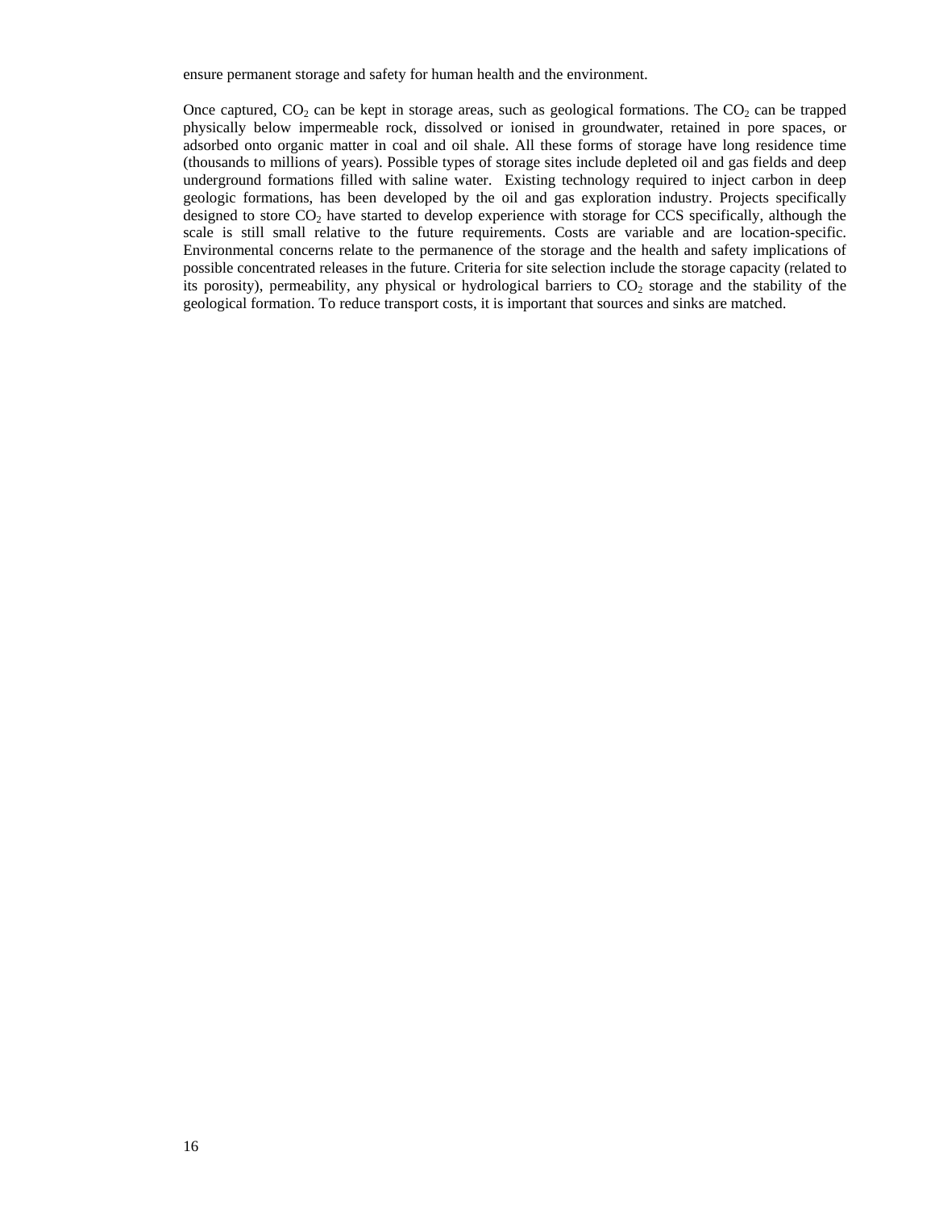ensure permanent storage and safety for human health and the environment.

Once captured, $CO_2$ can be kept in storage areas, such as geological formations. The $CO_2$ can be trapped physically below impermeable rock, dissolved or ionised in groundwater, retained in pore spaces, or adsorbed onto organic matter in coal and oil shale. All these forms of storage have long residence time (thousands to millions of years). Possible types of storage sites include depleted oil and gas fields and deep underground formations filled with saline water. Existing technology required to inject carbon in deep geologic formations, has been developed by the oil and gas exploration industry. Projects specifically designed to store $CO_2$ have started to develop experience with storage for CCS specifically, although the scale is still small relative to the future requirements. Costs are variable and are location-specific. Environmental concerns relate to the permanence of the storage and the health and safety implications of possible concentrated releases in the future. Criteria for site selection include the storage capacity (related to its porosity), permeability, any physical or hydrological barriers to $CO_2$ storage and the stability of the geological formation. To reduce transport costs, it is important that sources and sinks are matched.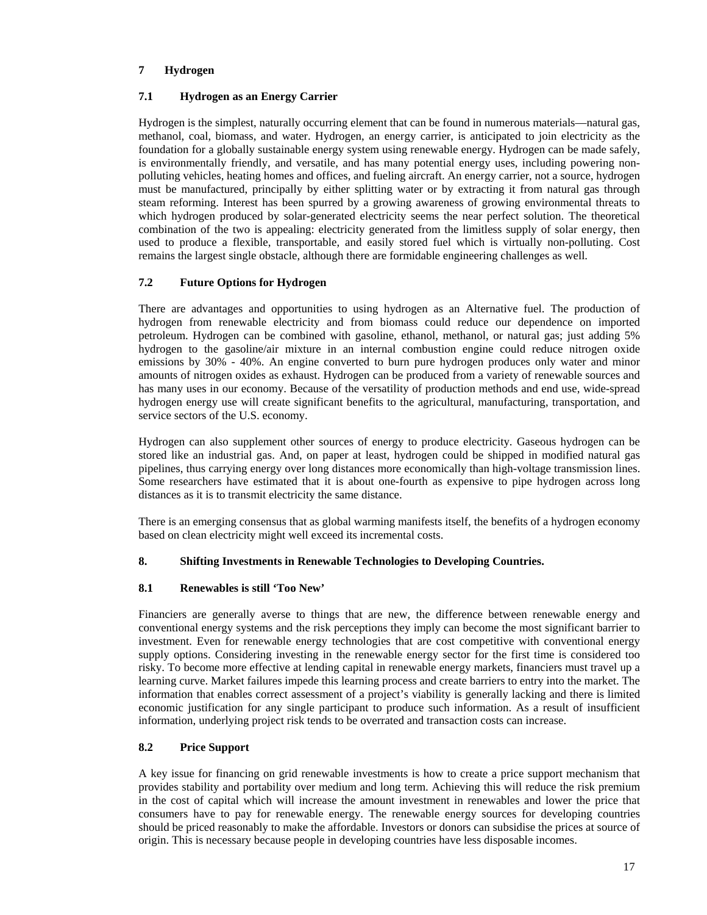## 7 Hydrogen

### 7.1 Hydrogen as an Energy Carrier

Hydrogen is the simplest, naturally occurring element that can be found in numerous materials—natural gas, methanol, coal, biomass, and water. Hydrogen, an energy carrier, is anticipated to join electricity as the foundation for a globally sustainable energy system using renewable energy. Hydrogen can be made safely, is environmentally friendly, and versatile, and has many potential energy uses, including powering non-polluting vehicles, heating homes and offices, and fueling aircraft. An energy carrier, not a source, hydrogen must be manufactured, principally by either splitting water or by extracting it from natural gas through steam reforming. Interest has been spurred by a growing awareness of growing environmental threats to which hydrogen produced by solar-generated electricity seems the near perfect solution. The theoretical combination of the two is appealing: electricity generated from the limitless supply of solar energy, then used to produce a flexible, transportable, and easily stored fuel which is virtually non-polluting. Cost remains the largest single obstacle, although there are formidable engineering challenges as well.

### 7.2 Future Options for Hydrogen

There are advantages and opportunities to using hydrogen as an Alternative fuel. The production of hydrogen from renewable electricity and from biomass could reduce our dependence on imported petroleum. Hydrogen can be combined with gasoline, ethanol, methanol, or natural gas; just adding 5% hydrogen to the gasoline/air mixture in an internal combustion engine could reduce nitrogen oxide emissions by 30% - 40%. An engine converted to burn pure hydrogen produces only water and minor amounts of nitrogen oxides as exhaust. Hydrogen can be produced from a variety of renewable sources and has many uses in our economy. Because of the versatility of production methods and end use, wide-spread hydrogen energy use will create significant benefits to the agricultural, manufacturing, transportation, and service sectors of the U.S. economy.

Hydrogen can also supplement other sources of energy to produce electricity. Gaseous hydrogen can be stored like an industrial gas. And, on paper at least, hydrogen could be shipped in modified natural gas pipelines, thus carrying energy over long distances more economically than high-voltage transmission lines. Some researchers have estimated that it is about one-fourth as expensive to pipe hydrogen across long distances as it is to transmit electricity the same distance.

There is an emerging consensus that as global warming manifests itself, the benefits of a hydrogen economy based on clean electricity might well exceed its incremental costs.

## 8. Shifting Investments in Renewable Technologies to Developing Countries.

### 8.1 Renewables is still 'Too New'

Financiers are generally averse to things that are new, the difference between renewable energy and conventional energy systems and the risk perceptions they imply can become the most significant barrier to investment. Even for renewable energy technologies that are cost competitive with conventional energy supply options. Considering investing in the renewable energy sector for the first time is considered too risky. To become more effective at lending capital in renewable energy markets, financiers must travel up a learning curve. Market failures impede this learning process and create barriers to entry into the market. The information that enables correct assessment of a project's viability is generally lacking and there is limited economic justification for any single participant to produce such information. As a result of insufficient information, underlying project risk tends to be overrated and transaction costs can increase.

### 8.2 Price Support

A key issue for financing on grid renewable investments is how to create a price support mechanism that provides stability and portability over medium and long term. Achieving this will reduce the risk premium in the cost of capital which will increase the amount investment in renewables and lower the price that consumers have to pay for renewable energy. The renewable energy sources for developing countries should be priced reasonably to make the affordable. Investors or donors can subsidise the prices at source of origin. This is necessary because people in developing countries have less disposable incomes.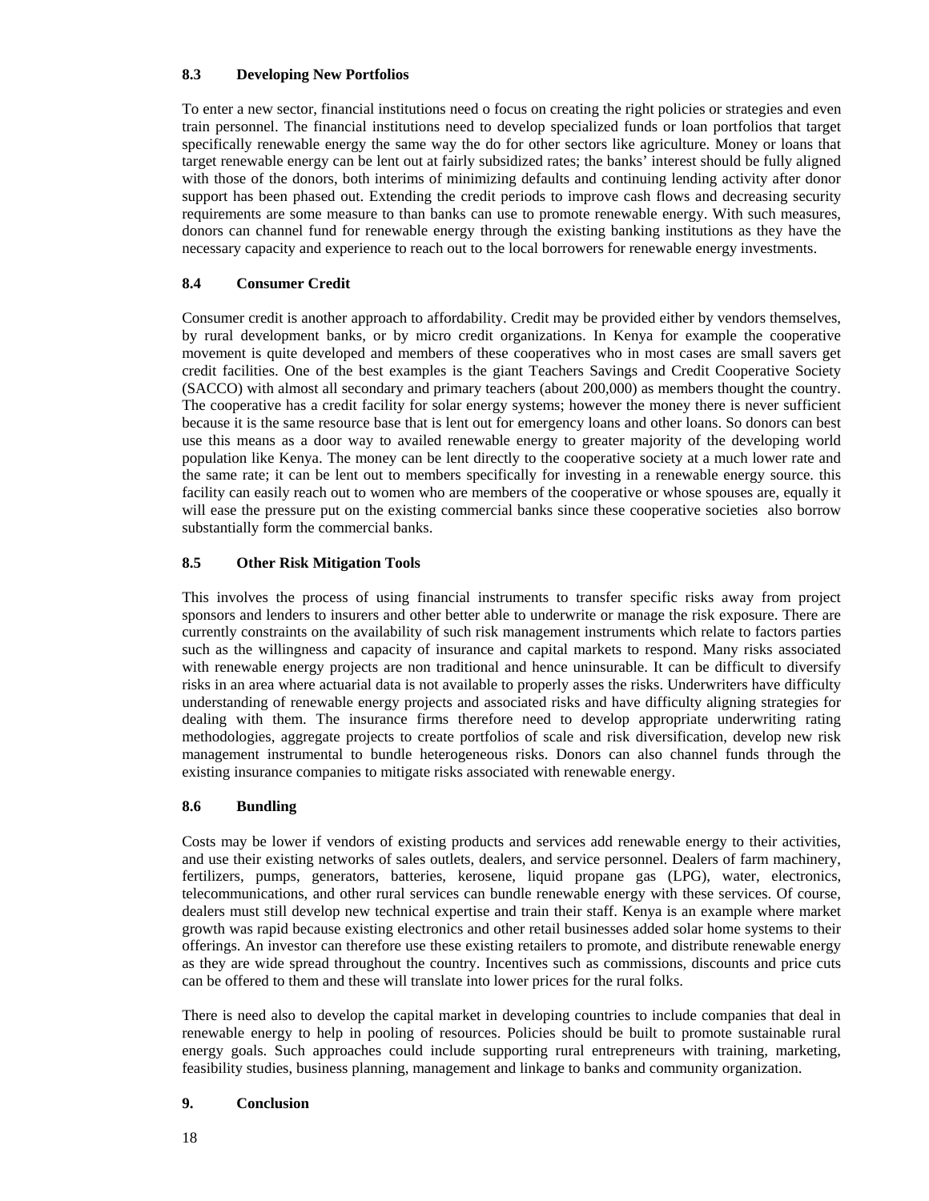### 8.3 Developing New Portfolios

To enter a new sector, financial institutions need o focus on creating the right policies or strategies and even train personnel. The financial institutions need to develop specialized funds or loan portfolios that target specifically renewable energy the same way the do for other sectors like agriculture. Money or loans that target renewable energy can be lent out at fairly subsidized rates; the banks' interest should be fully aligned with those of the donors, both interims of minimizing defaults and continuing lending activity after donor support has been phased out. Extending the credit periods to improve cash flows and decreasing security requirements are some measure to than banks can use to promote renewable energy. With such measures, donors can channel fund for renewable energy through the existing banking institutions as they have the necessary capacity and experience to reach out to the local borrowers for renewable energy investments.

### 8.4 Consumer Credit

Consumer credit is another approach to affordability. Credit may be provided either by vendors themselves, by rural development banks, or by micro credit organizations. In Kenya for example the cooperative movement is quite developed and members of these cooperatives who in most cases are small savers get credit facilities. One of the best examples is the giant Teachers Savings and Credit Cooperative Society (SACCO) with almost all secondary and primary teachers (about 200,000) as members thought the country. The cooperative has a credit facility for solar energy systems; however the money there is never sufficient because it is the same resource base that is lent out for emergency loans and other loans. So donors can best use this means as a door way to availed renewable energy to greater majority of the developing world population like Kenya. The money can be lent directly to the cooperative society at a much lower rate and the same rate; it can be lent out to members specifically for investing in a renewable energy source. this facility can easily reach out to women who are members of the cooperative or whose spouses are, equally it will ease the pressure put on the existing commercial banks since these cooperative societies also borrow substantially form the commercial banks.

### 8.5 Other Risk Mitigation Tools

This involves the process of using financial instruments to transfer specific risks away from project sponsors and lenders to insurers and other better able to underwrite or manage the risk exposure. There are currently constraints on the availability of such risk management instruments which relate to factors parties such as the willingness and capacity of insurance and capital markets to respond. Many risks associated with renewable energy projects are non traditional and hence uninsurable. It can be difficult to diversify risks in an area where actuarial data is not available to properly asses the risks. Underwriters have difficulty understanding of renewable energy projects and associated risks and have difficulty aligning strategies for dealing with them. The insurance firms therefore need to develop appropriate underwriting rating methodologies, aggregate projects to create portfolios of scale and risk diversification, develop new risk management instrumental to bundle heterogeneous risks. Donors can also channel funds through the existing insurance companies to mitigate risks associated with renewable energy.

### 8.6 Bundling

Costs may be lower if vendors of existing products and services add renewable energy to their activities, and use their existing networks of sales outlets, dealers, and service personnel. Dealers of farm machinery, fertilizers, pumps, generators, batteries, kerosene, liquid propane gas (LPG), water, electronics, telecommunications, and other rural services can bundle renewable energy with these services. Of course, dealers must still develop new technical expertise and train their staff. Kenya is an example where market growth was rapid because existing electronics and other retail businesses added solar home systems to their offerings. An investor can therefore use these existing retailers to promote, and distribute renewable energy as they are wide spread throughout the country. Incentives such as commissions, discounts and price cuts can be offered to them and these will translate into lower prices for the rural folks.

There is need also to develop the capital market in developing countries to include companies that deal in renewable energy to help in pooling of resources. Policies should be built to promote sustainable rural energy goals. Such approaches could include supporting rural entrepreneurs with training, marketing, feasibility studies, business planning, management and linkage to banks and community organization.

## 9. Conclusion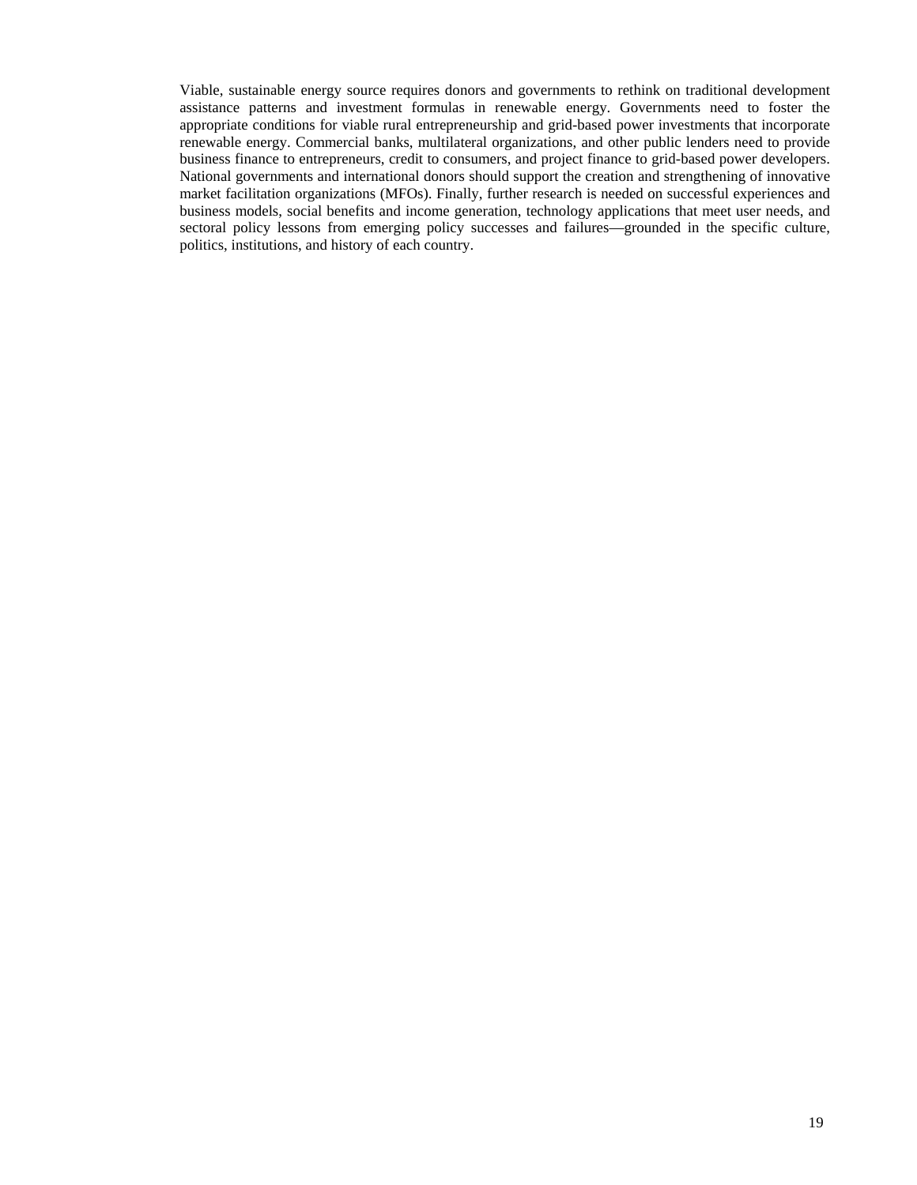Viable, sustainable energy source requires donors and governments to rethink on traditional development assistance patterns and investment formulas in renewable energy. Governments need to foster the appropriate conditions for viable rural entrepreneurship and grid-based power investments that incorporate renewable energy. Commercial banks, multilateral organizations, and other public lenders need to provide business finance to entrepreneurs, credit to consumers, and project finance to grid-based power developers. National governments and international donors should support the creation and strengthening of innovative market facilitation organizations (MFOs). Finally, further research is needed on successful experiences and business models, social benefits and income generation, technology applications that meet user needs, and sectoral policy lessons from emerging policy successes and failures—grounded in the specific culture, politics, institutions, and history of each country.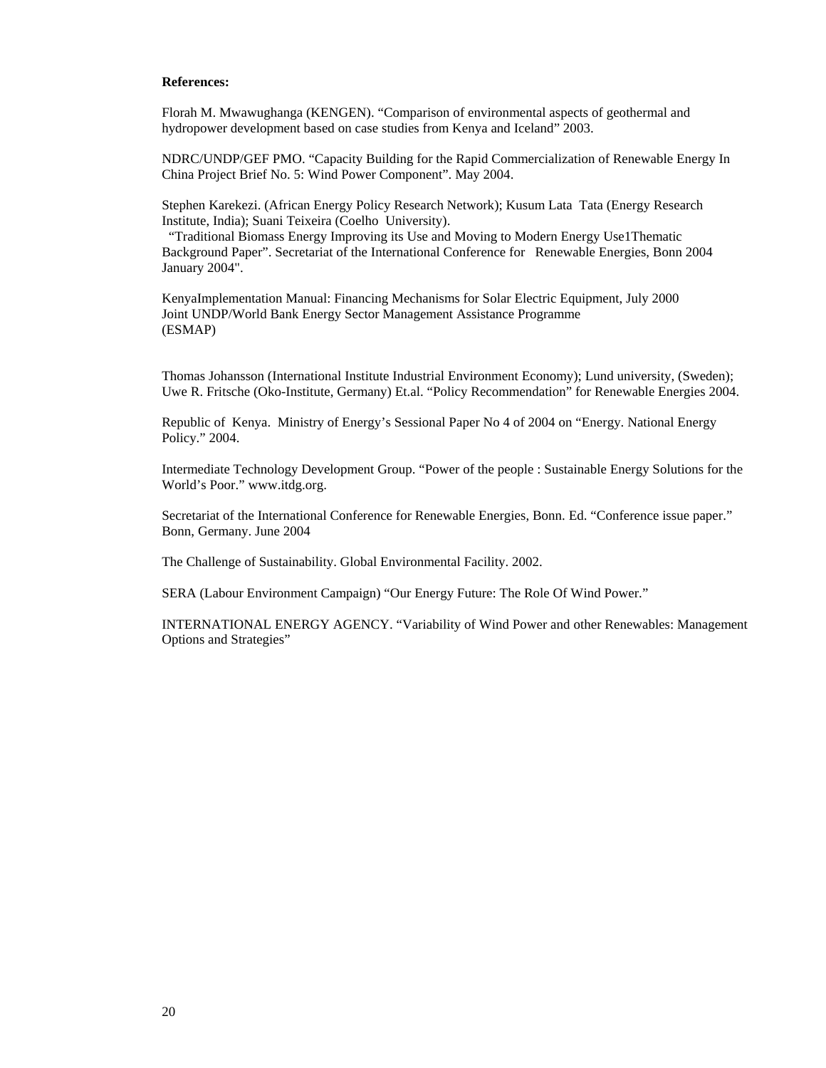**References:**

Florah M. Mwawughanga (KENGEN). “Comparison of environmental aspects of geothermal and hydropower development based on case studies from Kenya and Iceland” 2003.

NDRC/UNDP/GEF PMO. “Capacity Building for the Rapid Commercialization of Renewable Energy In China Project Brief No. 5: Wind Power Component”. May 2004.

Stephen Karekezi. (African Energy Policy Research Network); Kusum Lata Tata (Energy Research Institute, India); Suani Teixeira (Coelho University).
“Traditional Biomass Energy Improving its Use and Moving to Modern Energy Use1Thematic Background Paper”. Secretariat of the International Conference for Renewable Energies, Bonn 2004 January 2004".

KenyaImplementation Manual: Financing Mechanisms for Solar Electric Equipment, July 2000
Joint UNDP/World Bank Energy Sector Management Assistance Programme
(ESMAP)

Thomas Johansson (International Institute Industrial Environment Economy); Lund university, (Sweden); Uwe R. Fritsche (Oko-Institute, Germany) Et.al. “Policy Recommendation” for Renewable Energies 2004.

Republic of Kenya. Ministry of Energy’s Sessional Paper No 4 of 2004 on “Energy. National Energy Policy.” 2004.

Intermediate Technology Development Group. “Power of the people : Sustainable Energy Solutions for the World’s Poor.” www.itdg.org.

Secretariat of the International Conference for Renewable Energies, Bonn. Ed. “Conference issue paper.” Bonn, Germany. June 2004

The Challenge of Sustainability. Global Environmental Facility. 2002.

SERA (Labour Environment Campaign) “Our Energy Future: The Role Of Wind Power.”

INTERNATIONAL ENERGY AGENCY. “Variability of Wind Power and other Renewables: Management Options and Strategies”